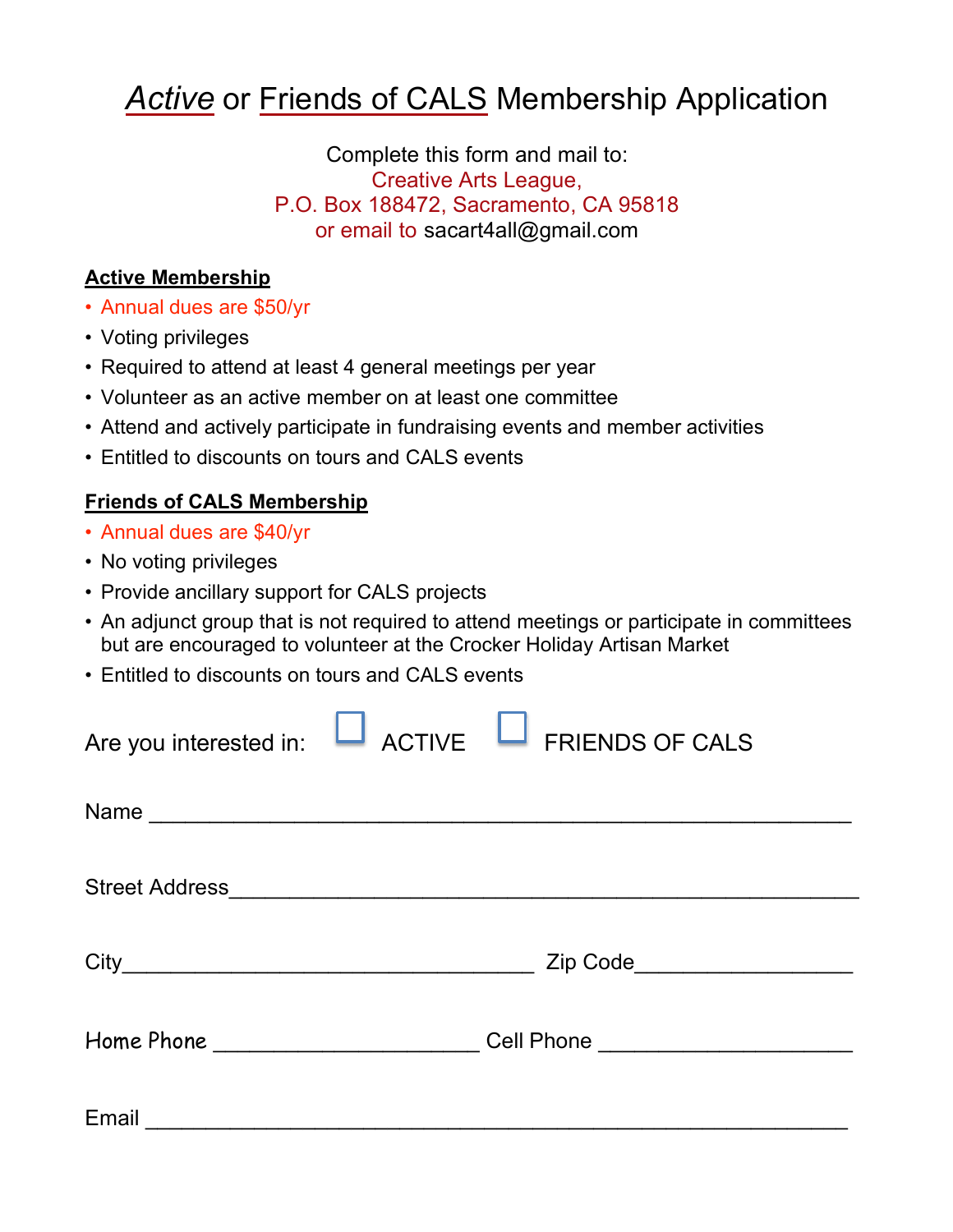# *Active* or Friends of CALS Membership Application

Complete this form and mail to:
Creative Arts League,
P.O. Box 188472, Sacramento, CA 95818
or email to sacart4all@gmail.com

**Active Membership**

- Annual dues are $50/yr
- Voting privileges
- Required to attend at least 4 general meetings per year
- Volunteer as an active member on at least one committee
- Attend and actively participate in fundraising events and member activities
- Entitled to discounts on tours and CALS events

**Friends of CALS Membership**

- Annual dues are $40/yr
- No voting privileges
- Provide ancillary support for CALS projects
- An adjunct group that is not required to attend meetings or participate in committees but are encouraged to volunteer at the Crocker Holiday Artisan Market
- Entitled to discounts on tours and CALS events

Are you interested in: ☐ ACTIVE ☐ FRIENDS OF CALS

Name ____________________________________________________

Street Address ____________________________________________________

City ___________________________________ Zip Code __________________

Home Phone _____________________ Cell Phone _____________________

Email ____________________________________________________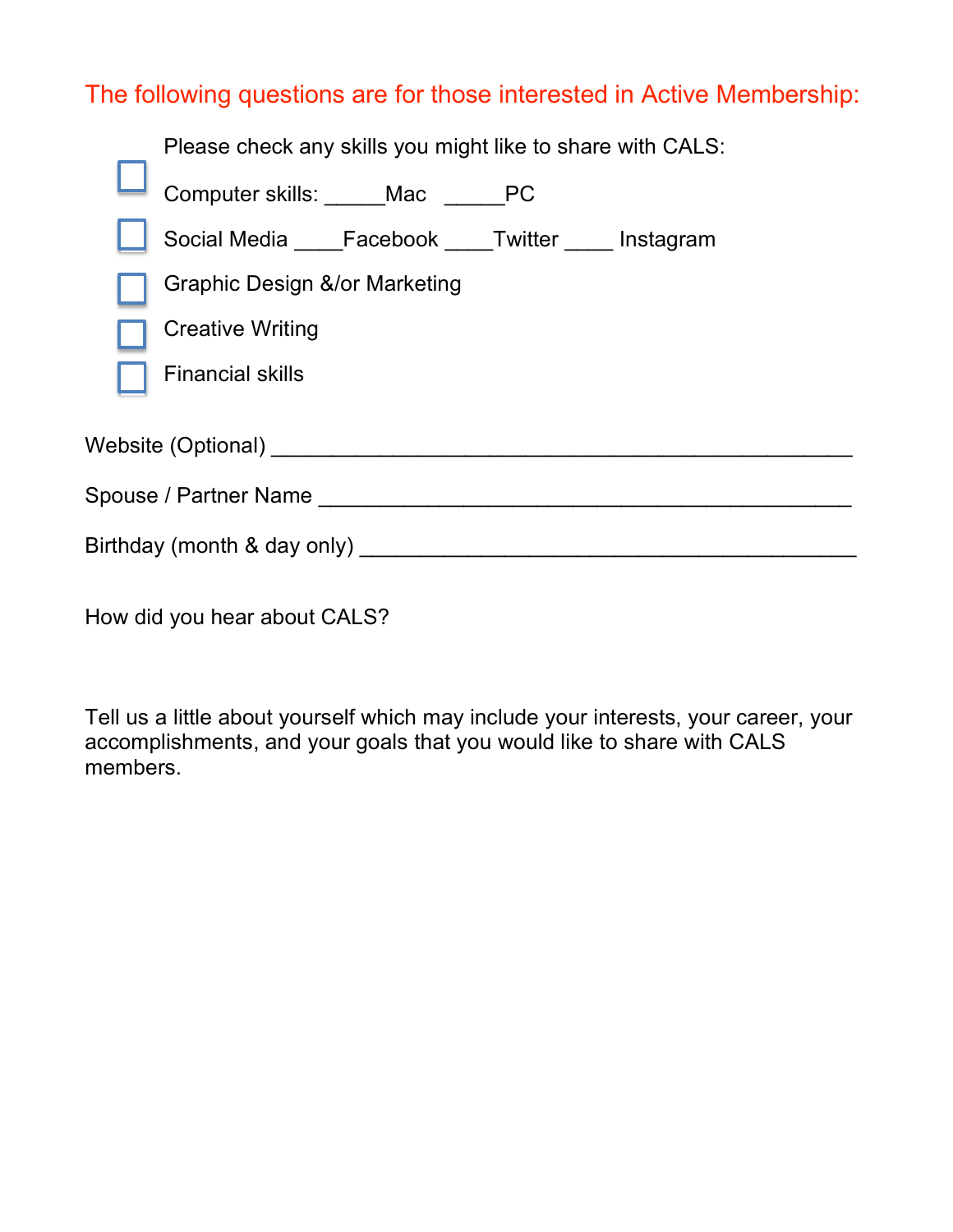The following questions are for those interested in Active Membership:

Please check any skills you might like to share with CALS:

- ☐ Computer skills: _____Mac _____PC
- ☐ Social Media ____Facebook ____Twitter ____ Instagram
- ☐ Graphic Design &/or Marketing
- ☐ Creative Writing
- ☐ Financial skills

Website (Optional) ________________________________________________

Spouse / Partner Name ____________________________________________

Birthday (month & day only) _________________________________________

How did you hear about CALS?

Tell us a little about yourself which may include your interests, your career, your accomplishments, and your goals that you would like to share with CALS members.